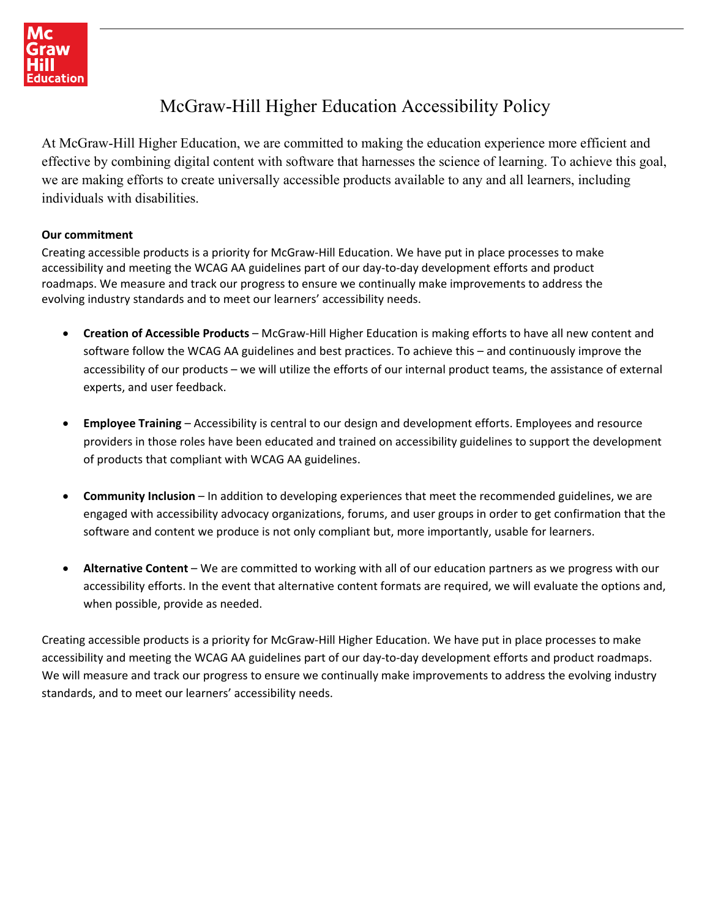# McGraw-Hill Higher Education Accessibility Policy

At McGraw-Hill Higher Education, we are committed to making the education experience more efficient and effective by combining digital content with software that harnesses the science of learning. To achieve this goal, we are making efforts to create universally accessible products available to any and all learners, including individuals with disabilities.

**Our commitment**

Creating accessible products is a priority for McGraw-Hill Education. We have put in place processes to make accessibility and meeting the WCAG AA guidelines part of our day-to-day development efforts and product roadmaps. We measure and track our progress to ensure we continually make improvements to address the evolving industry standards and to meet our learners' accessibility needs.

- **Creation of Accessible Products** – McGraw-Hill Higher Education is making efforts to have all new content and software follow the WCAG AA guidelines and best practices. To achieve this – and continuously improve the accessibility of our products – we will utilize the efforts of our internal product teams, the assistance of external experts, and user feedback.

- **Employee Training** – Accessibility is central to our design and development efforts. Employees and resource providers in those roles have been educated and trained on accessibility guidelines to support the development of products that compliant with WCAG AA guidelines.

- **Community Inclusion** – In addition to developing experiences that meet the recommended guidelines, we are engaged with accessibility advocacy organizations, forums, and user groups in order to get confirmation that the software and content we produce is not only compliant but, more importantly, usable for learners.

- **Alternative Content** – We are committed to working with all of our education partners as we progress with our accessibility efforts. In the event that alternative content formats are required, we will evaluate the options and, when possible, provide as needed.

Creating accessible products is a priority for McGraw-Hill Higher Education. We have put in place processes to make accessibility and meeting the WCAG AA guidelines part of our day-to-day development efforts and product roadmaps. We will measure and track our progress to ensure we continually make improvements to address the evolving industry standards, and to meet our learners' accessibility needs.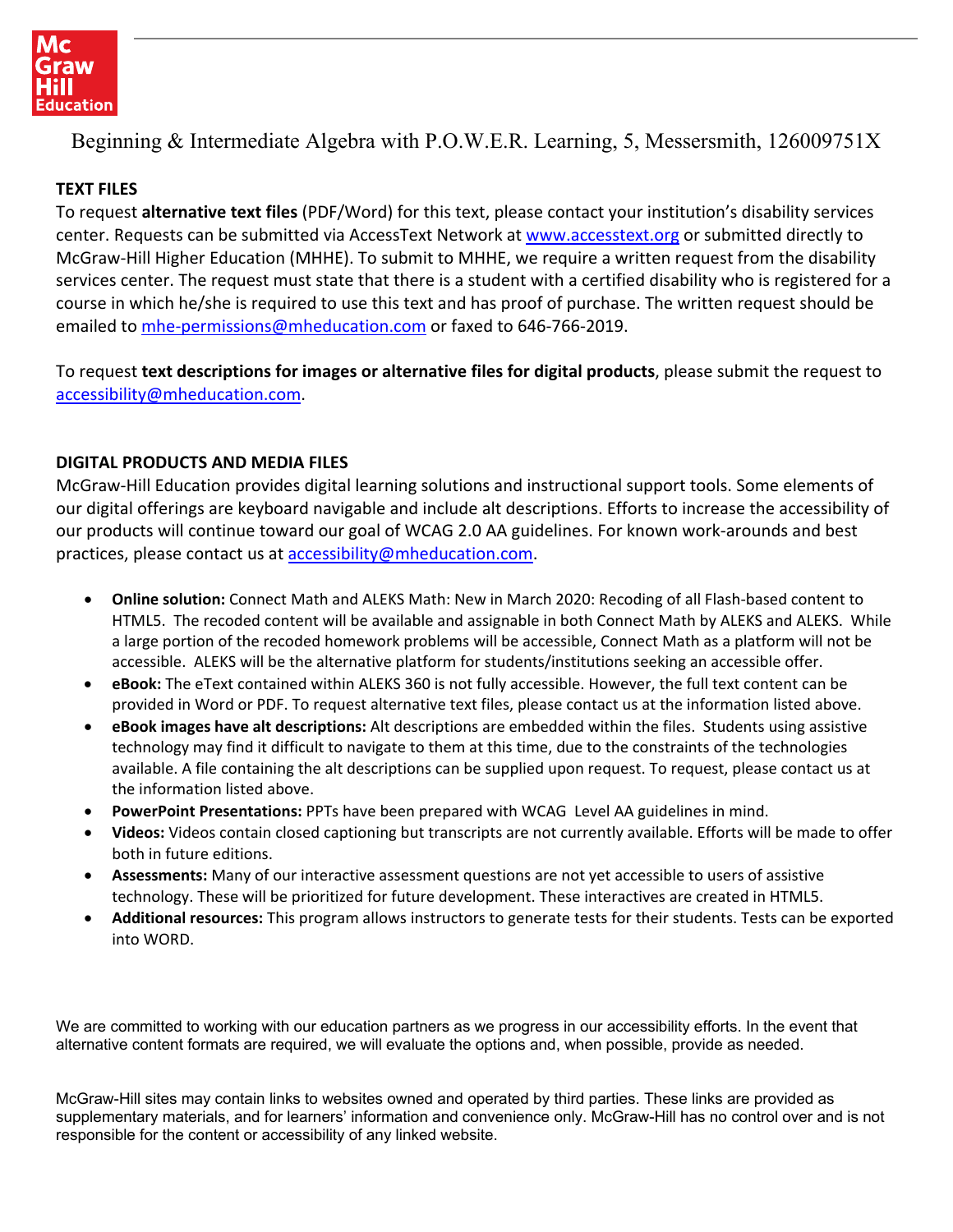Beginning & Intermediate Algebra with P.O.W.E.R. Learning, 5, Messersmith, 126009751X

## TEXT FILES

To request **alternative text files** (PDF/Word) for this text, please contact your institution's disability services center. Requests can be submitted via AccessText Network at www.accesstext.org or submitted directly to McGraw-Hill Higher Education (MHHE). To submit to MHHE, we require a written request from the disability services center. The request must state that there is a student with a certified disability who is registered for a course in which he/she is required to use this text and has proof of purchase. The written request should be emailed to mhe-permissions@mheducation.com or faxed to 646-766-2019.

To request **text descriptions for images or alternative files for digital products**, please submit the request to accessibility@mheducation.com.

## DIGITAL PRODUCTS AND MEDIA FILES

McGraw-Hill Education provides digital learning solutions and instructional support tools. Some elements of our digital offerings are keyboard navigable and include alt descriptions. Efforts to increase the accessibility of our products will continue toward our goal of WCAG 2.0 AA guidelines. For known work-arounds and best practices, please contact us at accessibility@mheducation.com.

- **Online solution:** Connect Math and ALEKS Math: New in March 2020: Recoding of all Flash-based content to HTML5. The recoded content will be available and assignable in both Connect Math by ALEKS and ALEKS. While a large portion of the recoded homework problems will be accessible, Connect Math as a platform will not be accessible. ALEKS will be the alternative platform for students/institutions seeking an accessible offer.
- **eBook:** The eText contained within ALEKS 360 is not fully accessible. However, the full text content can be provided in Word or PDF. To request alternative text files, please contact us at the information listed above.
- **eBook images have alt descriptions:** Alt descriptions are embedded within the files. Students using assistive technology may find it difficult to navigate to them at this time, due to the constraints of the technologies available. A file containing the alt descriptions can be supplied upon request. To request, please contact us at the information listed above.
- **PowerPoint Presentations:** PPTs have been prepared with WCAG Level AA guidelines in mind.
- **Videos:** Videos contain closed captioning but transcripts are not currently available. Efforts will be made to offer both in future editions.
- **Assessments:** Many of our interactive assessment questions are not yet accessible to users of assistive technology. These will be prioritized for future development. These interactives are created in HTML5.
- **Additional resources:** This program allows instructors to generate tests for their students. Tests can be exported into WORD.

We are committed to working with our education partners as we progress in our accessibility efforts. In the event that alternative content formats are required, we will evaluate the options and, when possible, provide as needed.

McGraw-Hill sites may contain links to websites owned and operated by third parties. These links are provided as supplementary materials, and for learners' information and convenience only. McGraw-Hill has no control over and is not responsible for the content or accessibility of any linked website.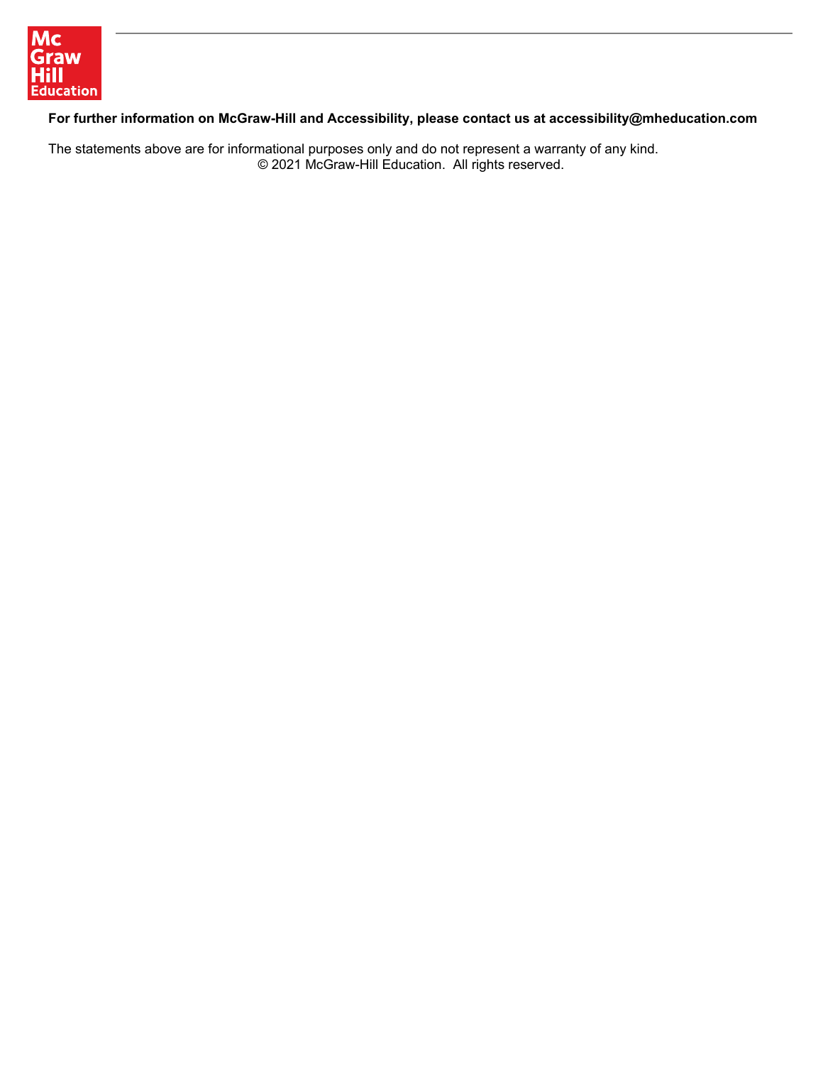**For further information on McGraw-Hill and Accessibility, please contact us at accessibility@mheducation.com**

The statements above are for informational purposes only and do not represent a warranty of any kind.

© 2021 McGraw-Hill Education. All rights reserved.